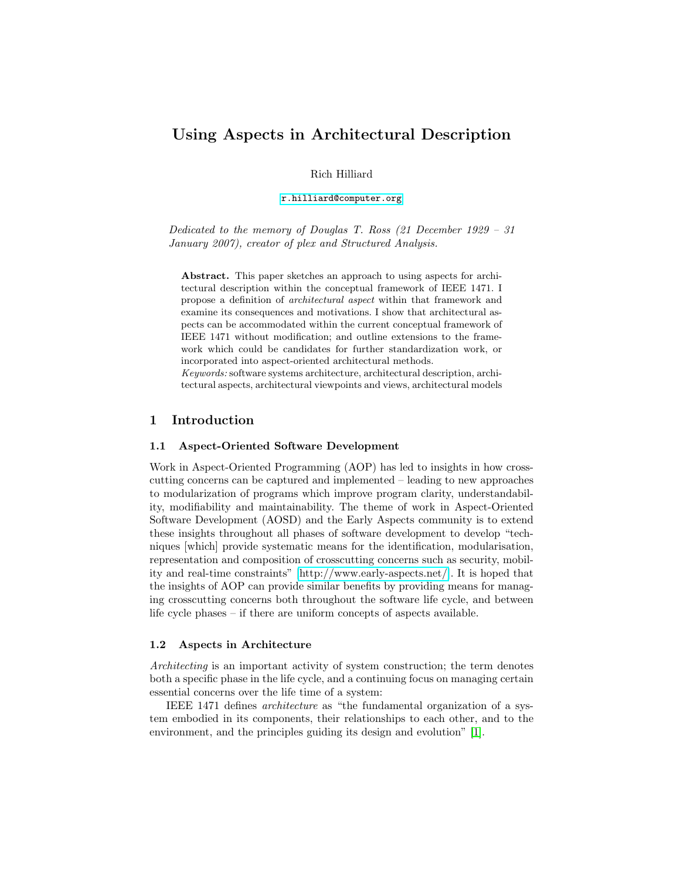# Using Aspects in Architectural Description

Rich Hilliard

r.hilliard@computer.org

*Dedicated to the memory of Douglas T. Ross (21 December 1929 – 31 January 2007), creator of plex and Structured Analysis.*

**Abstract.** This paper sketches an approach to using aspects for architectural description within the conceptual framework of IEEE 1471. I propose a definition of *architectural aspect* within that framework and examine its consequences and motivations. I show that architectural aspects can be accommodated within the current conceptual framework of IEEE 1471 without modification; and outline extensions to the framework which could be candidates for further standardization work, or incorporated into aspect-oriented architectural methods.

*Keywords:* software systems architecture, architectural description, architectural aspects, architectural viewpoints and views, architectural models

## 1 Introduction

### 1.1 Aspect-Oriented Software Development

Work in Aspect-Oriented Programming (AOP) has led to insights in how crosscutting concerns can be captured and implemented – leading to new approaches to modularization of programs which improve program clarity, understandability, modifiability and maintainability. The theme of work in Aspect-Oriented Software Development (AOSD) and the Early Aspects community is to extend these insights throughout all phases of software development to develop "techniques [which] provide systematic means for the identification, modularisation, representation and composition of crosscutting concerns such as security, mobility and real-time constraints" [http://www.early-aspects.net/]. It is hoped that the insights of AOP can provide similar benefits by providing means for managing crosscutting concerns both throughout the software life cycle, and between life cycle phases – if there are uniform concepts of aspects available.

### 1.2 Aspects in Architecture

*Architecting* is an important activity of system construction; the term denotes both a specific phase in the life cycle, and a continuing focus on managing certain essential concerns over the life time of a system:

IEEE 1471 defines *architecture* as "the fundamental organization of a system embodied in its components, their relationships to each other, and to the environment, and the principles guiding its design and evolution" [1].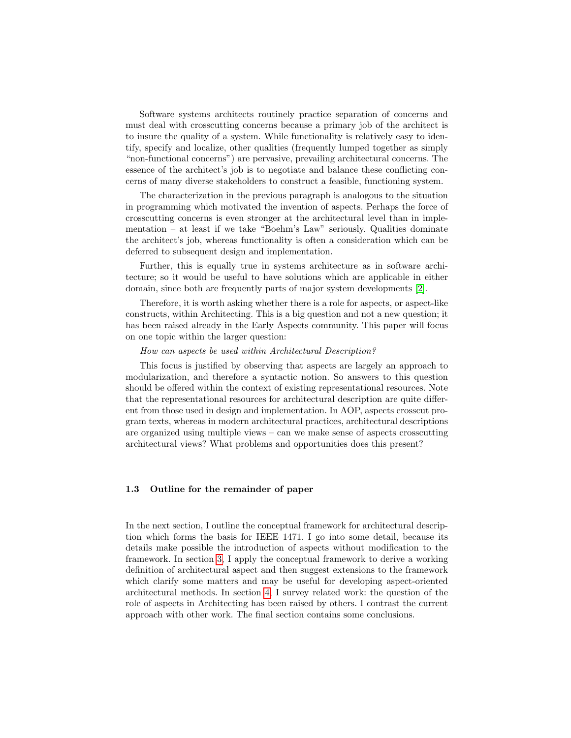Software systems architects routinely practice separation of concerns and must deal with crosscutting concerns because a primary job of the architect is to insure the quality of a system. While functionality is relatively easy to identify, specify and localize, other qualities (frequently lumped together as simply "non-functional concerns") are pervasive, prevailing architectural concerns. The essence of the architect's job is to negotiate and balance these conflicting concerns of many diverse stakeholders to construct a feasible, functioning system.

The characterization in the previous paragraph is analogous to the situation in programming which motivated the invention of aspects. Perhaps the force of crosscutting concerns is even stronger at the architectural level than in implementation – at least if we take "Boehm's Law" seriously. Qualities dominate the architect's job, whereas functionality is often a consideration which can be deferred to subsequent design and implementation.

Further, this is equally true in systems architecture as in software architecture; so it would be useful to have solutions which are applicable in either domain, since both are frequently parts of major system developments [2].

Therefore, it is worth asking whether there is a role for aspects, or aspect-like constructs, within Architecting. This is a big question and not a new question; it has been raised already in the Early Aspects community. This paper will focus on one topic within the larger question:

*How can aspects be used within Architectural Description?*

This focus is justified by observing that aspects are largely an approach to modularization, and therefore a syntactic notion. So answers to this question should be offered within the context of existing representational resources. Note that the representational resources for architectural description are quite different from those used in design and implementation. In AOP, aspects crosscut program texts, whereas in modern architectural practices, architectural descriptions are organized using multiple views – can we make sense of aspects crosscutting architectural views? What problems and opportunities does this present?

### 1.3 Outline for the remainder of paper

In the next section, I outline the conceptual framework for architectural description which forms the basis for IEEE 1471. I go into some detail, because its details make possible the introduction of aspects without modification to the framework. In section 3, I apply the conceptual framework to derive a working definition of architectural aspect and then suggest extensions to the framework which clarify some matters and may be useful for developing aspect-oriented architectural methods. In section 4, I survey related work: the question of the role of aspects in Architecting has been raised by others. I contrast the current approach with other work. The final section contains some conclusions.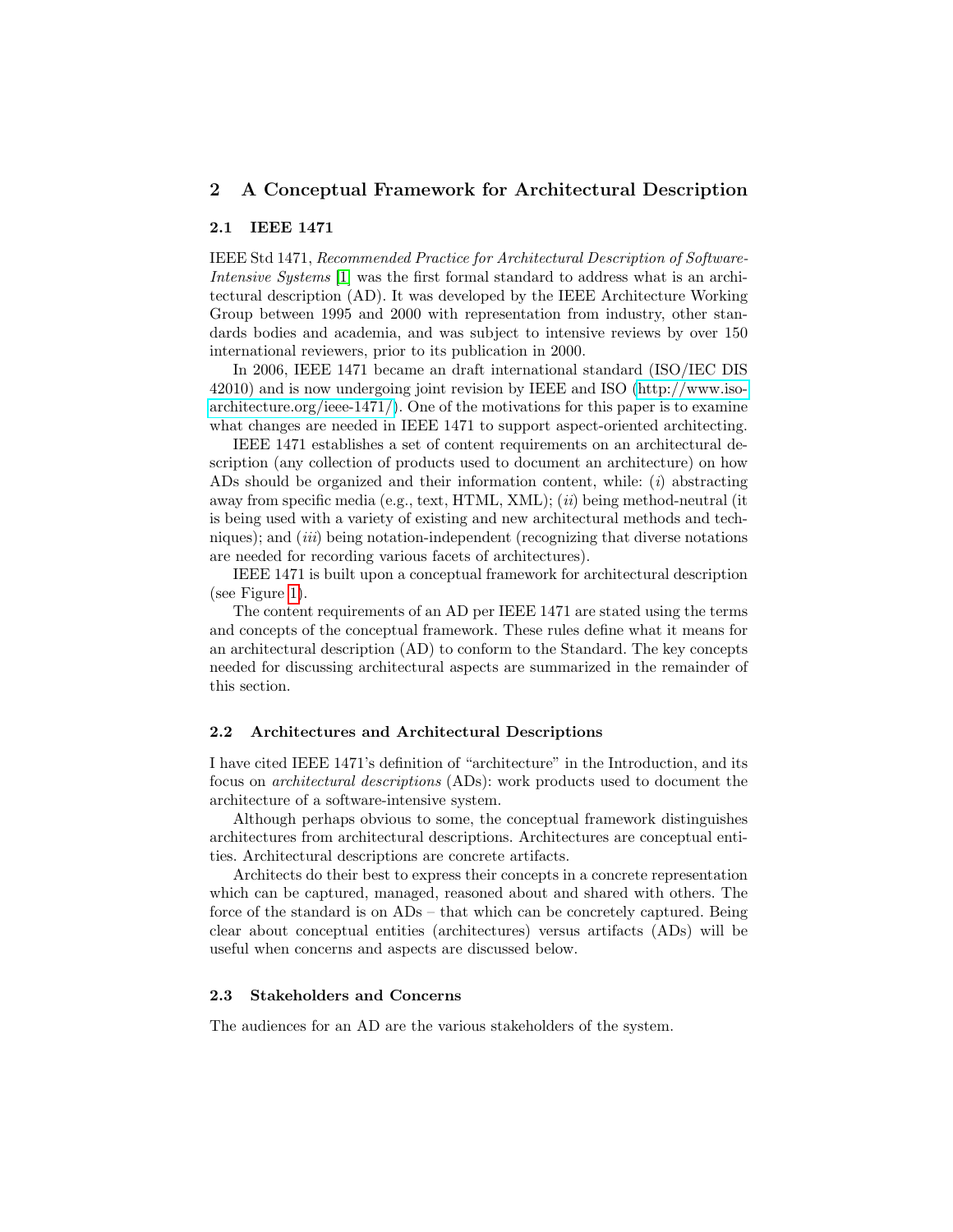## 2 A Conceptual Framework for Architectural Description

### 2.1 IEEE 1471

IEEE Std 1471, *Recommended Practice for Architectural Description of Software-Intensive Systems* [1] was the first formal standard to address what is an architectural description (AD). It was developed by the IEEE Architecture Working Group between 1995 and 2000 with representation from industry, other standards bodies and academia, and was subject to intensive reviews by over 150 international reviewers, prior to its publication in 2000.

In 2006, IEEE 1471 became an draft international standard (ISO/IEC DIS 42010) and is now undergoing joint revision by IEEE and ISO (http://www.iso-architecture.org/ieee-1471/). One of the motivations for this paper is to examine what changes are needed in IEEE 1471 to support aspect-oriented architecting.

IEEE 1471 establishes a set of content requirements on an architectural description (any collection of products used to document an architecture) on how ADs should be organized and their information content, while: (*i*) abstracting away from specific media (e.g., text, HTML, XML); (*ii*) being method-neutral (it is being used with a variety of existing and new architectural methods and techniques); and (*iii*) being notation-independent (recognizing that diverse notations are needed for recording various facets of architectures).

IEEE 1471 is built upon a conceptual framework for architectural description (see Figure 1).

The content requirements of an AD per IEEE 1471 are stated using the terms and concepts of the conceptual framework. These rules define what it means for an architectural description (AD) to conform to the Standard. The key concepts needed for discussing architectural aspects are summarized in the remainder of this section.

### 2.2 Architectures and Architectural Descriptions

I have cited IEEE 1471's definition of "architecture" in the Introduction, and its focus on *architectural descriptions* (ADs): work products used to document the architecture of a software-intensive system.

Although perhaps obvious to some, the conceptual framework distinguishes architectures from architectural descriptions. Architectures are conceptual entities. Architectural descriptions are concrete artifacts.

Architects do their best to express their concepts in a concrete representation which can be captured, managed, reasoned about and shared with others. The force of the standard is on ADs – that which can be concretely captured. Being clear about conceptual entities (architectures) versus artifacts (ADs) will be useful when concerns and aspects are discussed below.

### 2.3 Stakeholders and Concerns

The audiences for an AD are the various stakeholders of the system.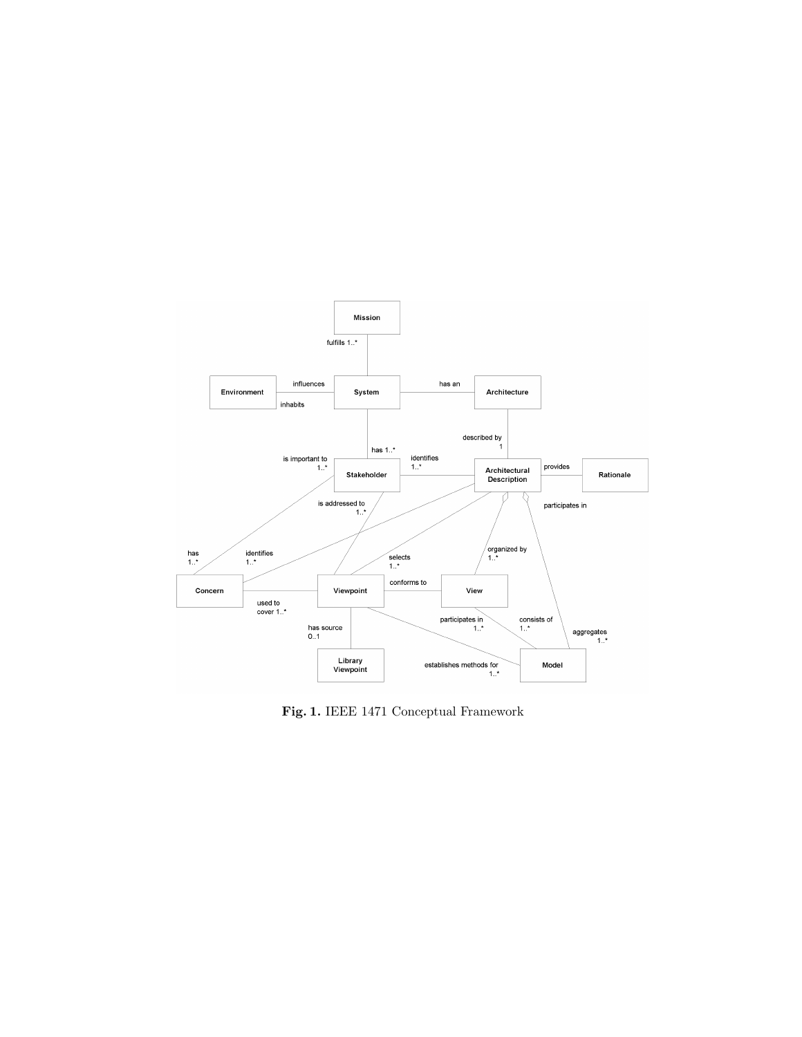**Fig. 1.** IEEE 1471 Conceptual Framework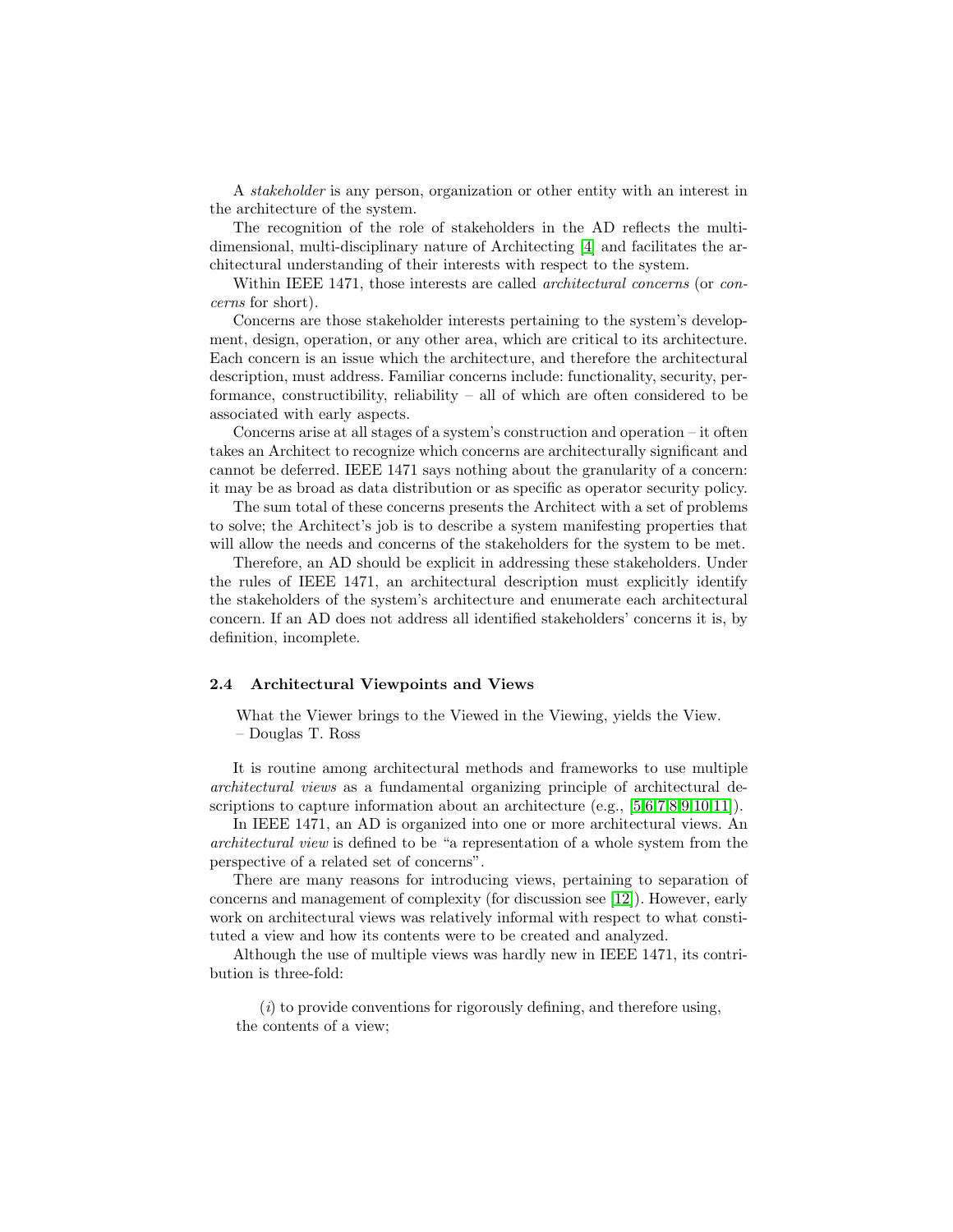A *stakeholder* is any person, organization or other entity with an interest in the architecture of the system.

The recognition of the role of stakeholders in the AD reflects the multi-dimensional, multi-disciplinary nature of Architecting [4] and facilitates the architectural understanding of their interests with respect to the system.

Within IEEE 1471, those interests are called *architectural concerns* (or *concerns* for short).

Concerns are those stakeholder interests pertaining to the system's development, design, operation, or any other area, which are critical to its architecture. Each concern is an issue which the architecture, and therefore the architectural description, must address. Familiar concerns include: functionality, security, performance, constructibility, reliability – all of which are often considered to be associated with early aspects.

Concerns arise at all stages of a system's construction and operation – it often takes an Architect to recognize which concerns are architecturally significant and cannot be deferred. IEEE 1471 says nothing about the granularity of a concern: it may be as broad as data distribution or as specific as operator security policy.

The sum total of these concerns presents the Architect with a set of problems to solve; the Architect's job is to describe a system manifesting properties that will allow the needs and concerns of the stakeholders for the system to be met.

Therefore, an AD should be explicit in addressing these stakeholders. Under the rules of IEEE 1471, an architectural description must explicitly identify the stakeholders of the system's architecture and enumerate each architectural concern. If an AD does not address all identified stakeholders' concerns it is, by definition, incomplete.

### 2.4 Architectural Viewpoints and Views

What the Viewer brings to the Viewed in the Viewing, yields the View.
– Douglas T. Ross

It is routine among architectural methods and frameworks to use multiple *architectural views* as a fundamental organizing principle of architectural descriptions to capture information about an architecture (e.g., [5,6,7,8,9,10,11]).

In IEEE 1471, an AD is organized into one or more architectural views. An *architectural view* is defined to be "a representation of a whole system from the perspective of a related set of concerns".

There are many reasons for introducing views, pertaining to separation of concerns and management of complexity (for discussion see [12]). However, early work on architectural views was relatively informal with respect to what constituted a view and how its contents were to be created and analyzed.

Although the use of multiple views was hardly new in IEEE 1471, its contribution is three-fold:

($i$) to provide conventions for rigorously defining, and therefore using, the contents of a view;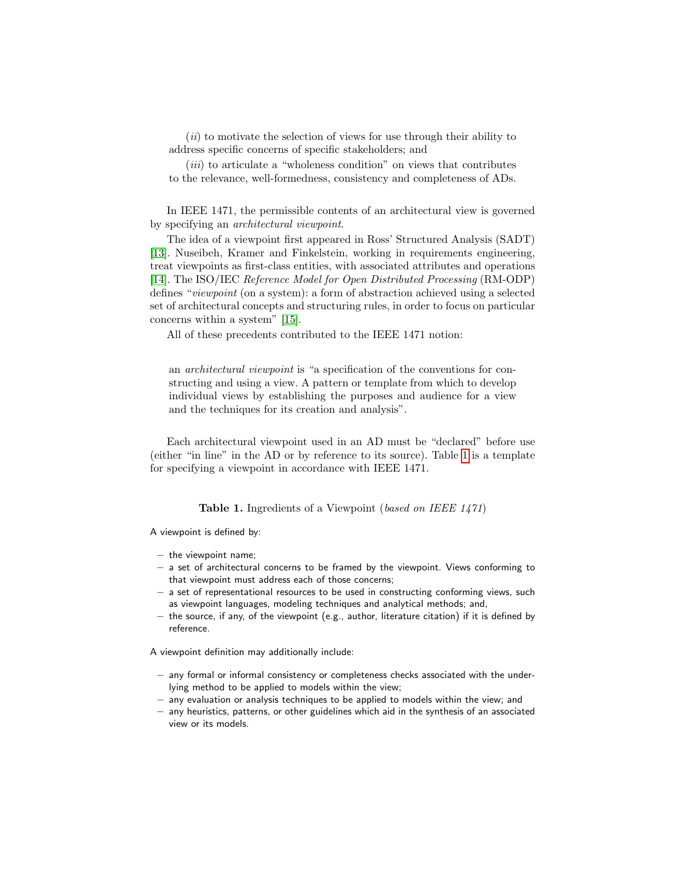(*ii*) to motivate the selection of views for use through their ability to address specific concerns of specific stakeholders; and

(*iii*) to articulate a "wholeness condition" on views that contributes to the relevance, well-formedness, consistency and completeness of ADs.

In IEEE 1471, the permissible contents of an architectural view is governed by specifying an *architectural viewpoint*.

The idea of a viewpoint first appeared in Ross' Structured Analysis (SADT) [13]. Nuseibeh, Kramer and Finkelstein, working in requirements engineering, treat viewpoints as first-class entities, with associated attributes and operations [14]. The ISO/IEC *Reference Model for Open Distributed Processing* (RM-ODP) defines "*viewpoint* (on a system): a form of abstraction achieved using a selected set of architectural concepts and structuring rules, in order to focus on particular concerns within a system" [15].

All of these precedents contributed to the IEEE 1471 notion:

> an *architectural viewpoint* is "a specification of the conventions for constructing and using a view. A pattern or template from which to develop individual views by establishing the purposes and audience for a view and the techniques for its creation and analysis".

Each architectural viewpoint used in an AD must be "declared" before use (either "in line" in the AD or by reference to its source). Table 1 is a template for specifying a viewpoint in accordance with IEEE 1471.

**Table 1.** Ingredients of a Viewpoint (*based on IEEE 1471*)

A viewpoint is defined by:

- the viewpoint name;
- a set of architectural concerns to be framed by the viewpoint. Views conforming to that viewpoint must address each of those concerns;
- a set of representational resources to be used in constructing conforming views, such as viewpoint languages, modeling techniques and analytical methods; and,
- the source, if any, of the viewpoint (e.g., author, literature citation) if it is defined by reference.

A viewpoint definition may additionally include:

- any formal or informal consistency or completeness checks associated with the underlying method to be applied to models within the view;
- any evaluation or analysis techniques to be applied to models within the view; and
- any heuristics, patterns, or other guidelines which aid in the synthesis of an associated view or its models.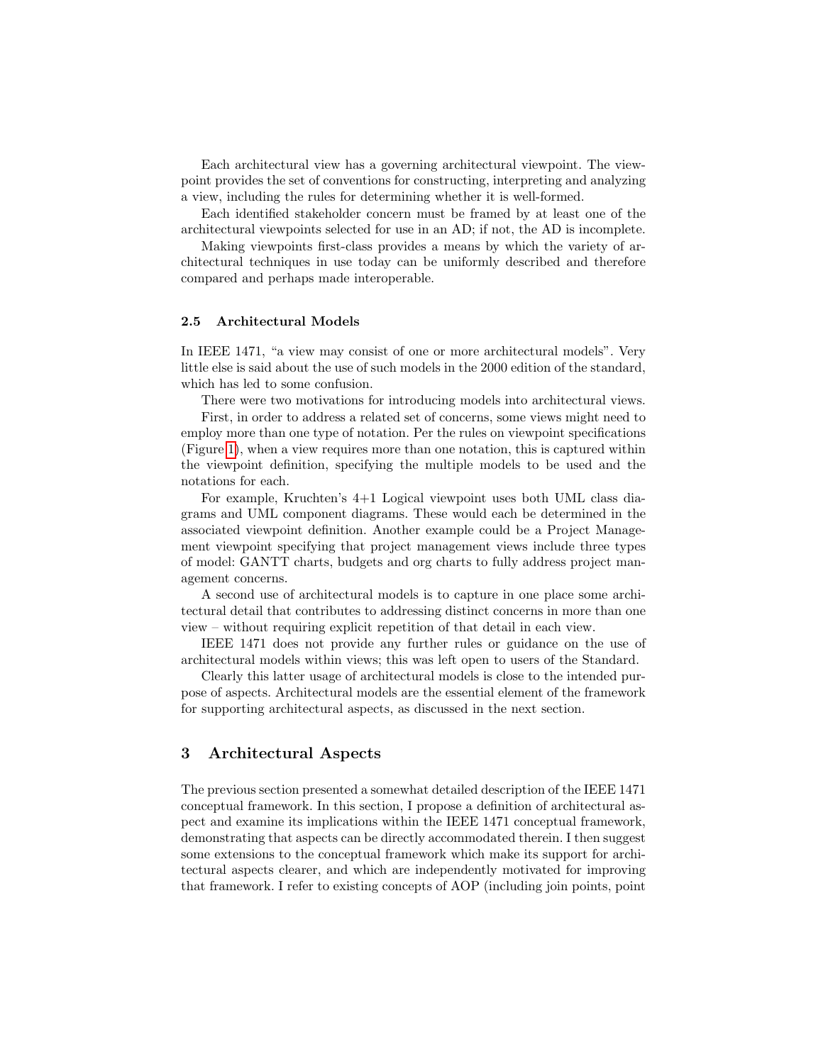Each architectural view has a governing architectural viewpoint. The viewpoint provides the set of conventions for constructing, interpreting and analyzing a view, including the rules for determining whether it is well-formed.

Each identified stakeholder concern must be framed by at least one of the architectural viewpoints selected for use in an AD; if not, the AD is incomplete.

Making viewpoints first-class provides a means by which the variety of architectural techniques in use today can be uniformly described and therefore compared and perhaps made interoperable.

### 2.5 Architectural Models

In IEEE 1471, "a view may consist of one or more architectural models". Very little else is said about the use of such models in the 2000 edition of the standard, which has led to some confusion.

There were two motivations for introducing models into architectural views.

First, in order to address a related set of concerns, some views might need to employ more than one type of notation. Per the rules on viewpoint specifications (Figure 1), when a view requires more than one notation, this is captured within the viewpoint definition, specifying the multiple models to be used and the notations for each.

For example, Kruchten's 4+1 Logical viewpoint uses both UML class diagrams and UML component diagrams. These would each be determined in the associated viewpoint definition. Another example could be a Project Management viewpoint specifying that project management views include three types of model: GANTT charts, budgets and org charts to fully address project management concerns.

A second use of architectural models is to capture in one place some architectural detail that contributes to addressing distinct concerns in more than one view – without requiring explicit repetition of that detail in each view.

IEEE 1471 does not provide any further rules or guidance on the use of architectural models within views; this was left open to users of the Standard.

Clearly this latter usage of architectural models is close to the intended purpose of aspects. Architectural models are the essential element of the framework for supporting architectural aspects, as discussed in the next section.

## 3 Architectural Aspects

The previous section presented a somewhat detailed description of the IEEE 1471 conceptual framework. In this section, I propose a definition of architectural aspect and examine its implications within the IEEE 1471 conceptual framework, demonstrating that aspects can be directly accommodated therein. I then suggest some extensions to the conceptual framework which make its support for architectural aspects clearer, and which are independently motivated for improving that framework. I refer to existing concepts of AOP (including join points, point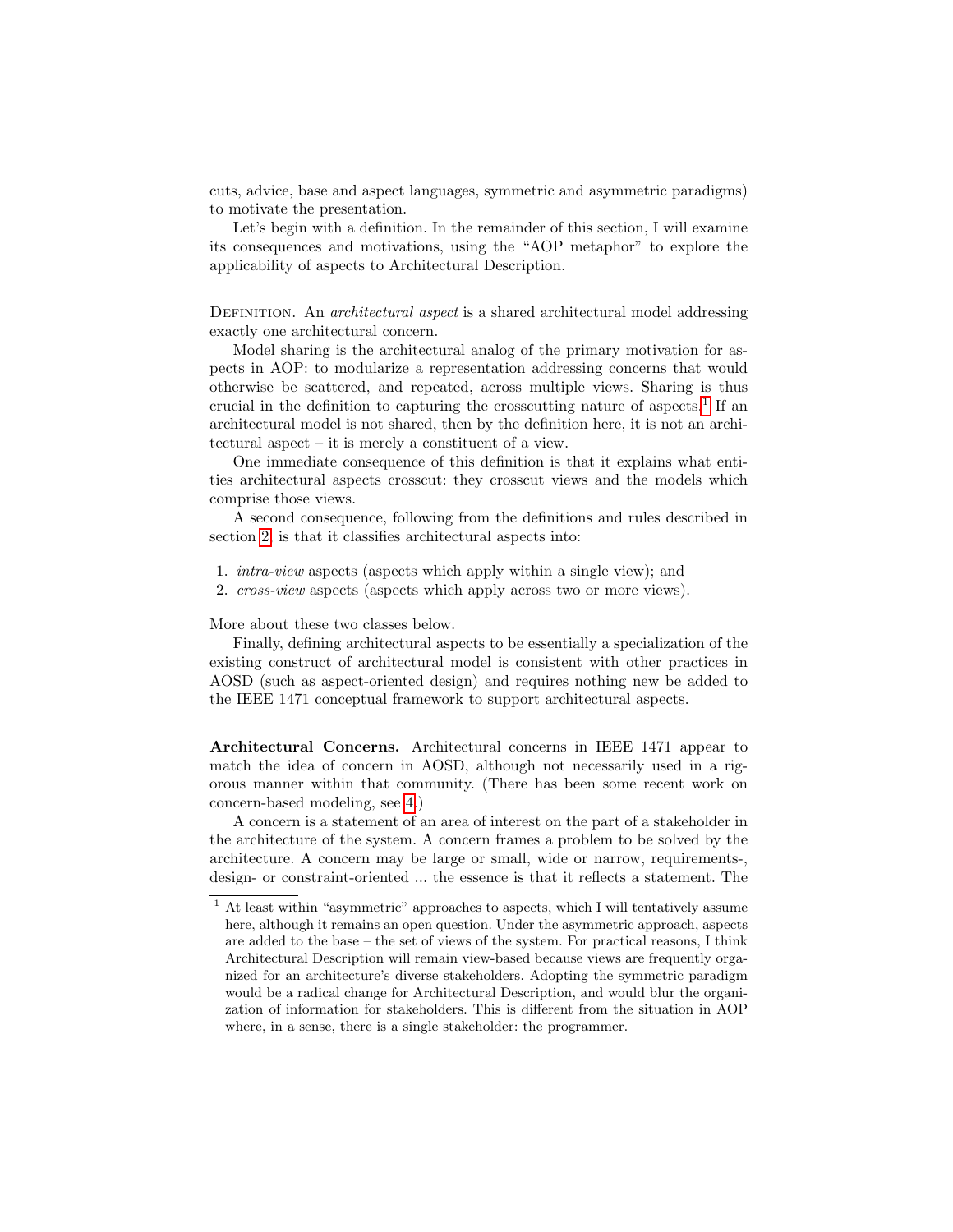cuts, advice, base and aspect languages, symmetric and asymmetric paradigms) to motivate the presentation.

Let's begin with a definition. In the remainder of this section, I will examine its consequences and motivations, using the "AOP metaphor" to explore the applicability of aspects to Architectural Description.

DEFINITION. An *architectural aspect* is a shared architectural model addressing exactly one architectural concern.

Model sharing is the architectural analog of the primary motivation for aspects in AOP: to modularize a representation addressing concerns that would otherwise be scattered, and repeated, across multiple views. Sharing is thus crucial in the definition to capturing the crosscutting nature of aspects.[1] If an architectural model is not shared, then by the definition here, it is not an architectural aspect – it is merely a constituent of a view.

One immediate consequence of this definition is that it explains what entities architectural aspects crosscut: they crosscut views and the models which comprise those views.

A second consequence, following from the definitions and rules described in section 2, is that it classifies architectural aspects into:

1. *intra-view* aspects (aspects which apply within a single view); and
2. *cross-view* aspects (aspects which apply across two or more views).

More about these two classes below.

Finally, defining architectural aspects to be essentially a specialization of the existing construct of architectural model is consistent with other practices in AOSD (such as aspect-oriented design) and requires nothing new be added to the IEEE 1471 conceptual framework to support architectural aspects.

**Architectural Concerns.** Architectural concerns in IEEE 1471 appear to match the idea of concern in AOSD, although not necessarily used in a rigorous manner within that community. (There has been some recent work on concern-based modeling, see [4].)

A concern is a statement of an area of interest on the part of a stakeholder in the architecture of the system. A concern frames a problem to be solved by the architecture. A concern may be large or small, wide or narrow, requirements-, design- or constraint-oriented ... the essence is that it reflects a statement. The

[1] At least within "asymmetric" approaches to aspects, which I will tentatively assume here, although it remains an open question. Under the asymmetric approach, aspects are added to the base – the set of views of the system. For practical reasons, I think Architectural Description will remain view-based because views are frequently organized for an architecture's diverse stakeholders. Adopting the symmetric paradigm would be a radical change for Architectural Description, and would blur the organization of information for stakeholders. This is different from the situation in AOP where, in a sense, there is a single stakeholder: the programmer.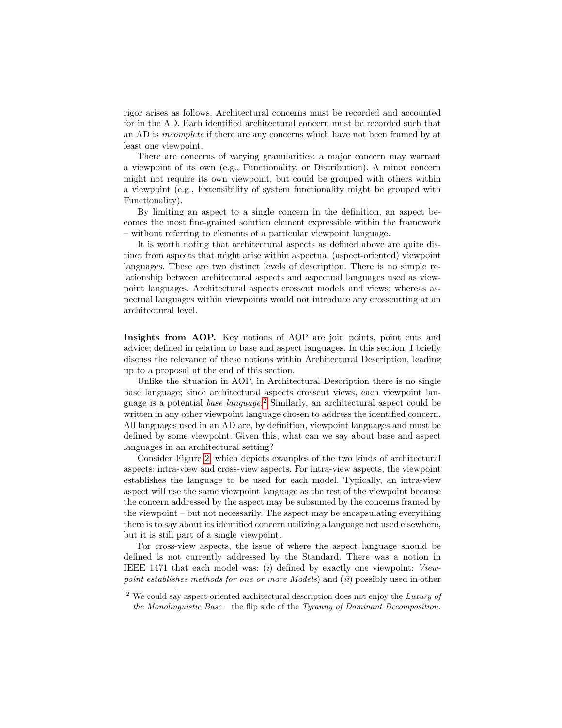rigor arises as follows. Architectural concerns must be recorded and accounted for in the AD. Each identified architectural concern must be recorded such that an AD is *incomplete* if there are any concerns which have not been framed by at least one viewpoint.

There are concerns of varying granularities: a major concern may warrant a viewpoint of its own (e.g., Functionality, or Distribution). A minor concern might not require its own viewpoint, but could be grouped with others within a viewpoint (e.g., Extensibility of system functionality might be grouped with Functionality).

By limiting an aspect to a single concern in the definition, an aspect becomes the most fine-grained solution element expressible within the framework – without referring to elements of a particular viewpoint language.

It is worth noting that architectural aspects as defined above are quite distinct from aspects that might arise within aspectual (aspect-oriented) viewpoint languages. These are two distinct levels of description. There is no simple relationship between architectural aspects and aspectual languages used as viewpoint languages. Architectural aspects crosscut models and views; whereas aspectual languages within viewpoints would not introduce any crosscutting at an architectural level.

**Insights from AOP.** Key notions of AOP are join points, point cuts and advice; defined in relation to base and aspect languages. In this section, I briefly discuss the relevance of these notions within Architectural Description, leading up to a proposal at the end of this section.

Unlike the situation in AOP, in Architectural Description there is no single base language; since architectural aspects crosscut views, each viewpoint language is a potential *base language*.[2] Similarly, an architectural aspect could be written in any other viewpoint language chosen to address the identified concern. All languages used in an AD are, by definition, viewpoint languages and must be defined by some viewpoint. Given this, what can we say about base and aspect languages in an architectural setting?

Consider Figure 2, which depicts examples of the two kinds of architectural aspects: intra-view and cross-view aspects. For intra-view aspects, the viewpoint establishes the language to be used for each model. Typically, an intra-view aspect will use the same viewpoint language as the rest of the viewpoint because the concern addressed by the aspect may be subsumed by the concerns framed by the viewpoint – but not necessarily. The aspect may be encapsulating everything there is to say about its identified concern utilizing a language not used elsewhere, but it is still part of a single viewpoint.

For cross-view aspects, the issue of where the aspect language should be defined is not currently addressed by the Standard. There was a notion in IEEE 1471 that each model was: (*i*) defined by exactly one viewpoint: *Viewpoint establishes methods for one or more Models*) and (*ii*) possibly used in other

[2] We could say aspect-oriented architectural description does not enjoy the *Luxury of the Monolinguistic Base* – the flip side of the *Tyranny of Dominant Decomposition*.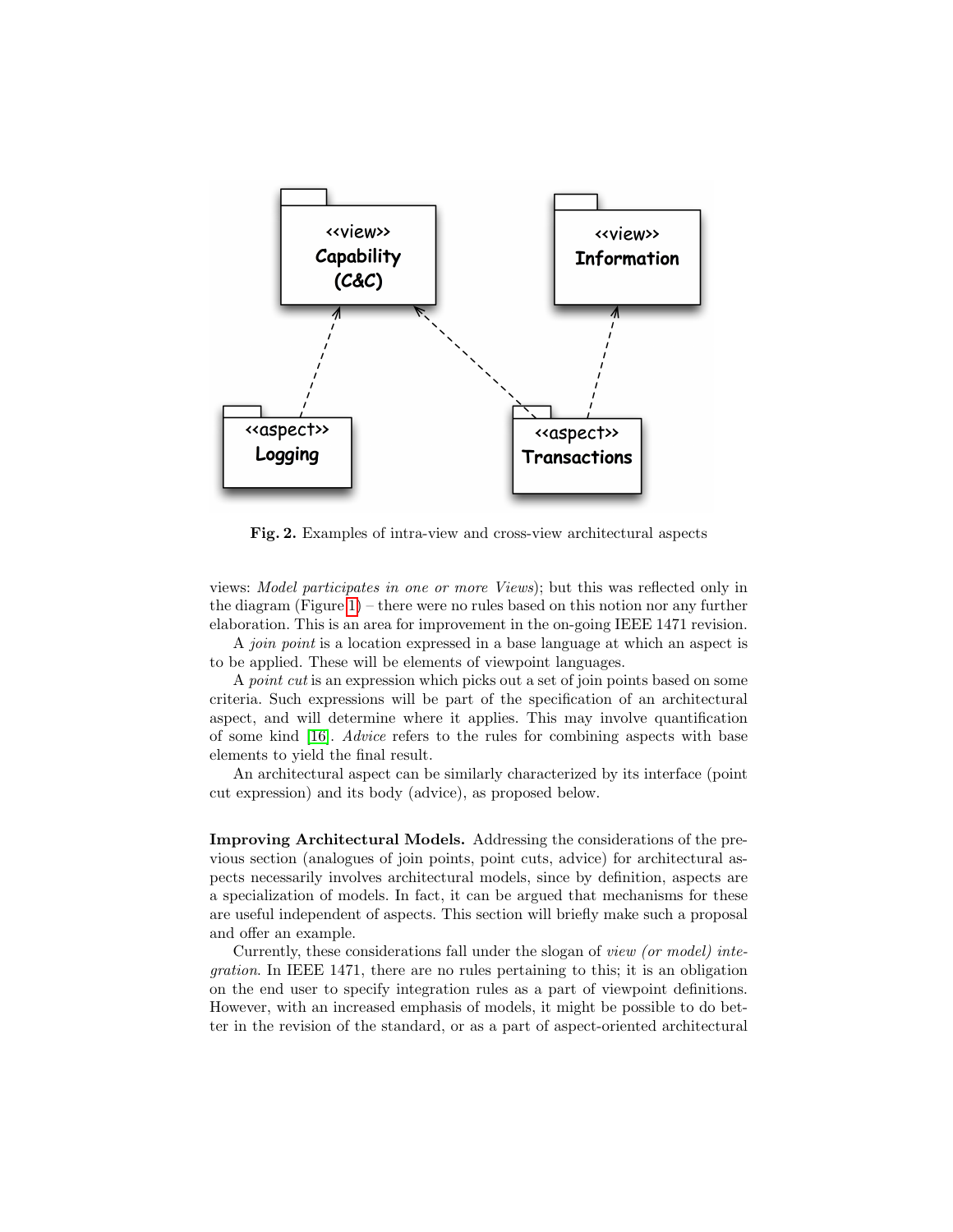Fig. 2. Examples of intra-view and cross-view architectural aspects

views: *Model participates in one or more Views*); but this was reflected only in the diagram (Figure 1) – there were no rules based on this notion nor any further elaboration. This is an area for improvement in the on-going IEEE 1471 revision.

A *join point* is a location expressed in a base language at which an aspect is to be applied. These will be elements of viewpoint languages.

A *point cut* is an expression which picks out a set of join points based on some criteria. Such expressions will be part of the specification of an architectural aspect, and will determine where it applies. This may involve quantification of some kind [16]. *Advice* refers to the rules for combining aspects with base elements to yield the final result.

An architectural aspect can be similarly characterized by its interface (point cut expression) and its body (advice), as proposed below.

**Improving Architectural Models.** Addressing the considerations of the previous section (analogues of join points, point cuts, advice) for architectural aspects necessarily involves architectural models, since by definition, aspects are a specialization of models. In fact, it can be argued that mechanisms for these are useful independent of aspects. This section will briefly make such a proposal and offer an example.

Currently, these considerations fall under the slogan of *view (or model) integration*. In IEEE 1471, there are no rules pertaining to this; it is an obligation on the end user to specify integration rules as a part of viewpoint definitions. However, with an increased emphasis of models, it might be possible to do better in the revision of the standard, or as a part of aspect-oriented architectural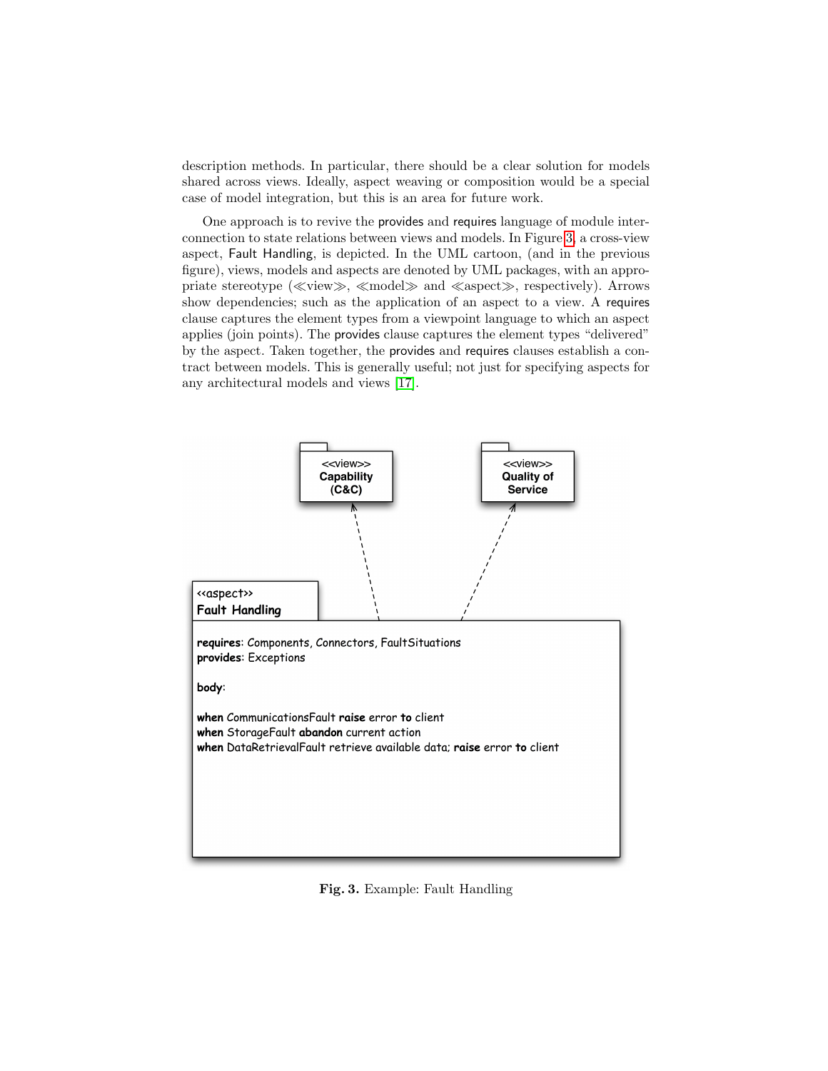description methods. In particular, there should be a clear solution for models shared across views. Ideally, aspect weaving or composition would be a special case of model integration, but this is an area for future work.

One approach is to revive the provides and requires language of module interconnection to state relations between views and models. In Figure 3, a cross-view aspect, Fault Handling, is depicted. In the UML cartoon, (and in the previous figure), views, models and aspects are denoted by UML packages, with an appropriate stereotype (≪view≫, ≪model≫ and ≪aspect≫, respectively). Arrows show dependencies; such as the application of an aspect to a view. A requires clause captures the element types from a viewpoint language to which an aspect applies (join points). The provides clause captures the element types "delivered" by the aspect. Taken together, the provides and requires clauses establish a contract between models. This is generally useful; not just for specifying aspects for any architectural models and views [17].

<<view>>
**Capability (C&C)**

<<view>>
**Quality of Service**

<<aspect>>
**Fault Handling**

**requires**: Components, Connectors, FaultSituations
**provides**: Exceptions

**body**:

**when** CommunicationsFault **raise** error **to** client
**when** StorageFault **abandon** current action
**when** DataRetrievalFault retrieve available data; **raise** error **to** client

**Fig. 3.** Example: Fault Handling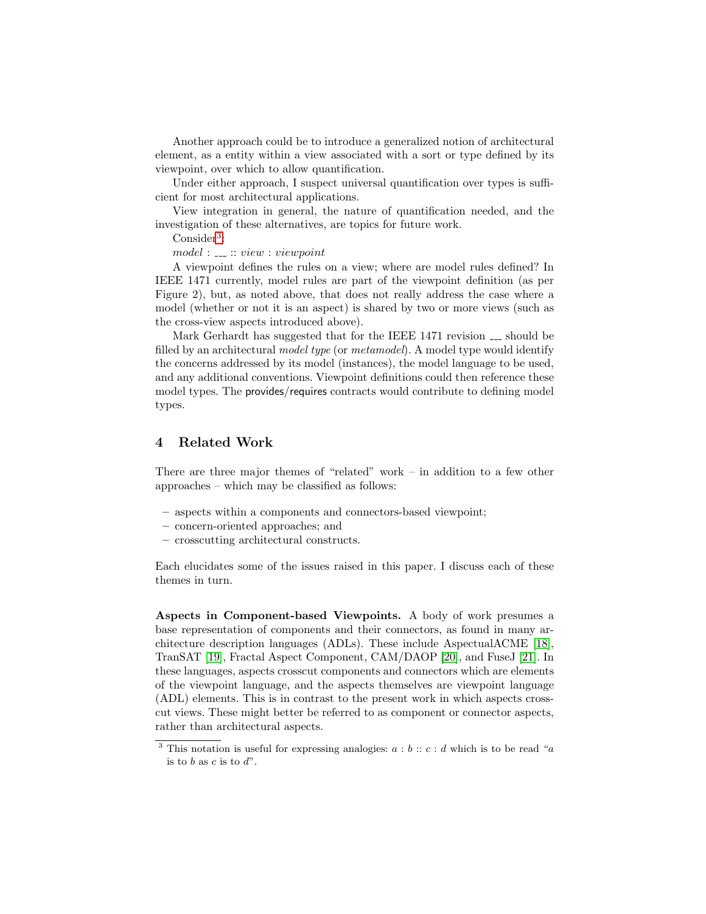Another approach could be to introduce a generalized notion of architectural element, as a entity within a view associated with a sort or type defined by its viewpoint, over which to allow quantification.

Under either approach, I suspect universal quantification over types is sufficient for most architectural applications.

View integration in general, the nature of quantification needed, and the investigation of these alternatives, are topics for future work.

Consider[3]:

$model : \_\_\_ :: view : viewpoint$

A viewpoint defines the rules on a view; where are model rules defined? In IEEE 1471 currently, model rules are part of the viewpoint definition (as per Figure 2), but, as noted above, that does not really address the case where a model (whether or not it is an aspect) is shared by two or more views (such as the cross-view aspects introduced above).

Mark Gerhardt has suggested that for the IEEE 1471 revision ___ should be filled by an architectural *model type* (or *metamodel*). A model type would identify the concerns addressed by its model (instances), the model language to be used, and any additional conventions. Viewpoint definitions could then reference these model types. The provides/requires contracts would contribute to defining model types.

## 4 Related Work

There are three major themes of "related" work – in addition to a few other approaches – which may be classified as follows:

- aspects within a components and connectors-based viewpoint;
- concern-oriented approaches; and
- crosscutting architectural constructs.

Each elucidates some of the issues raised in this paper. I discuss each of these themes in turn.

**Aspects in Component-based Viewpoints.** A body of work presumes a base representation of components and their connectors, as found in many architecture description languages (ADLs). These include AspectualACME [18], TranSAT [19], Fractal Aspect Component, CAM/DAOP [20], and FuseJ [21]. In these languages, aspects crosscut components and connectors which are elements of the viewpoint language, and the aspects themselves are viewpoint language (ADL) elements. This is in contrast to the present work in which aspects crosscut views. These might better be referred to as component or connector aspects, rather than architectural aspects.

[3] This notation is useful for expressing analogies: $a : b :: c : d$ which is to be read "$a$ is to $b$ as $c$ is to $d$".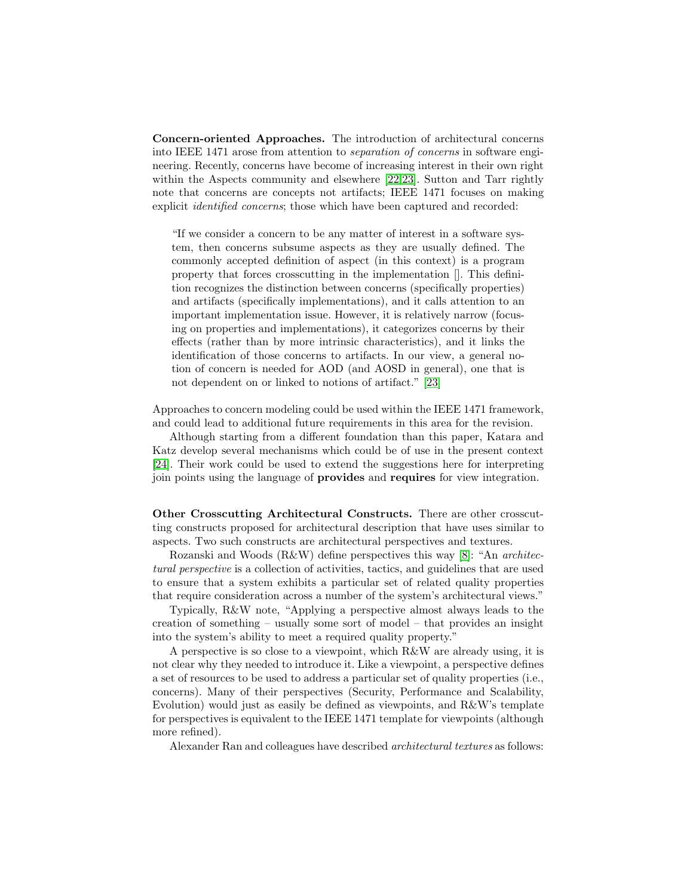**Concern-oriented Approaches.** The introduction of architectural concerns into IEEE 1471 arose from attention to *separation of concerns* in software engineering. Recently, concerns have become of increasing interest in their own right within the Aspects community and elsewhere [22,23]. Sutton and Tarr rightly note that concerns are concepts not artifacts; IEEE 1471 focuses on making explicit *identified concerns*; those which have been captured and recorded:

> "If we consider a concern to be any matter of interest in a software system, then concerns subsume aspects as they are usually defined. The commonly accepted definition of aspect (in this context) is a program property that forces crosscutting in the implementation []. This definition recognizes the distinction between concerns (specifically properties) and artifacts (specifically implementations), and it calls attention to an important implementation issue. However, it is relatively narrow (focusing on properties and implementations), it categorizes concerns by their effects (rather than by more intrinsic characteristics), and it links the identification of those concerns to artifacts. In our view, a general notion of concern is needed for AOD (and AOSD in general), one that is not dependent on or linked to notions of artifact." [23]

Approaches to concern modeling could be used within the IEEE 1471 framework, and could lead to additional future requirements in this area for the revision.

Although starting from a different foundation than this paper, Katara and Katz develop several mechanisms which could be of use in the present context [24]. Their work could be used to extend the suggestions here for interpreting join points using the language of **provides** and **requires** for view integration.

**Other Crosscutting Architectural Constructs.** There are other crosscutting constructs proposed for architectural description that have uses similar to aspects. Two such constructs are architectural perspectives and textures.

Rozanski and Woods (R&W) define perspectives this way [8]: "An *architectural perspective* is a collection of activities, tactics, and guidelines that are used to ensure that a system exhibits a particular set of related quality properties that require consideration across a number of the system's architectural views."

Typically, R&W note, "Applying a perspective almost always leads to the creation of something – usually some sort of model – that provides an insight into the system's ability to meet a required quality property."

A perspective is so close to a viewpoint, which R&W are already using, it is not clear why they needed to introduce it. Like a viewpoint, a perspective defines a set of resources to be used to address a particular set of quality properties (i.e., concerns). Many of their perspectives (Security, Performance and Scalability, Evolution) would just as easily be defined as viewpoints, and R&W's template for perspectives is equivalent to the IEEE 1471 template for viewpoints (although more refined).

Alexander Ran and colleagues have described *architectural textures* as follows: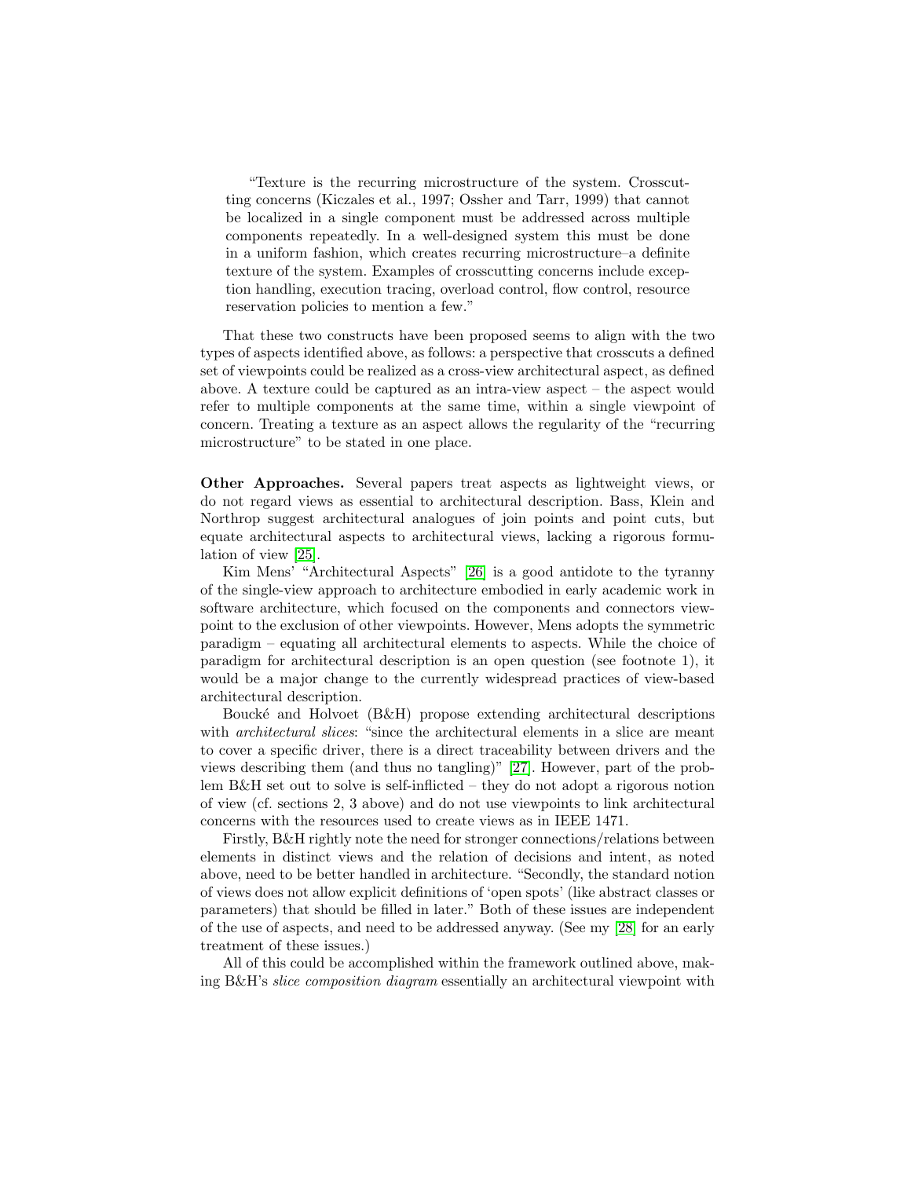> "Texture is the recurring microstructure of the system. Crosscutting concerns (Kiczales et al., 1997; Ossher and Tarr, 1999) that cannot be localized in a single component must be addressed across multiple components repeatedly. In a well-designed system this must be done in a uniform fashion, which creates recurring microstructure–a definite texture of the system. Examples of crosscutting concerns include exception handling, execution tracing, overload control, flow control, resource reservation policies to mention a few."

That these two constructs have been proposed seems to align with the two types of aspects identified above, as follows: a perspective that crosscuts a defined set of viewpoints could be realized as a cross-view architectural aspect, as defined above. A texture could be captured as an intra-view aspect – the aspect would refer to multiple components at the same time, within a single viewpoint of concern. Treating a texture as an aspect allows the regularity of the "recurring microstructure" to be stated in one place.

**Other Approaches.** Several papers treat aspects as lightweight views, or do not regard views as essential to architectural description. Bass, Klein and Northrop suggest architectural analogues of join points and point cuts, but equate architectural aspects to architectural views, lacking a rigorous formulation of view [25].

Kim Mens' "Architectural Aspects" [26] is a good antidote to the tyranny of the single-view approach to architecture embodied in early academic work in software architecture, which focused on the components and connectors viewpoint to the exclusion of other viewpoints. However, Mens adopts the symmetric paradigm – equating all architectural elements to aspects. While the choice of paradigm for architectural description is an open question (see footnote 1), it would be a major change to the currently widespread practices of view-based architectural description.

Boucké and Holvoet (B&H) propose extending architectural descriptions with *architectural slices*: "since the architectural elements in a slice are meant to cover a specific driver, there is a direct traceability between drivers and the views describing them (and thus no tangling)" [27]. However, part of the problem B&H set out to solve is self-inflicted – they do not adopt a rigorous notion of view (cf. sections 2, 3 above) and do not use viewpoints to link architectural concerns with the resources used to create views as in IEEE 1471.

Firstly, B&H rightly note the need for stronger connections/relations between elements in distinct views and the relation of decisions and intent, as noted above, need to be better handled in architecture. "Secondly, the standard notion of views does not allow explicit definitions of 'open spots' (like abstract classes or parameters) that should be filled in later." Both of these issues are independent of the use of aspects, and need to be addressed anyway. (See my [28] for an early treatment of these issues.)

All of this could be accomplished within the framework outlined above, making B&H's *slice composition diagram* essentially an architectural viewpoint with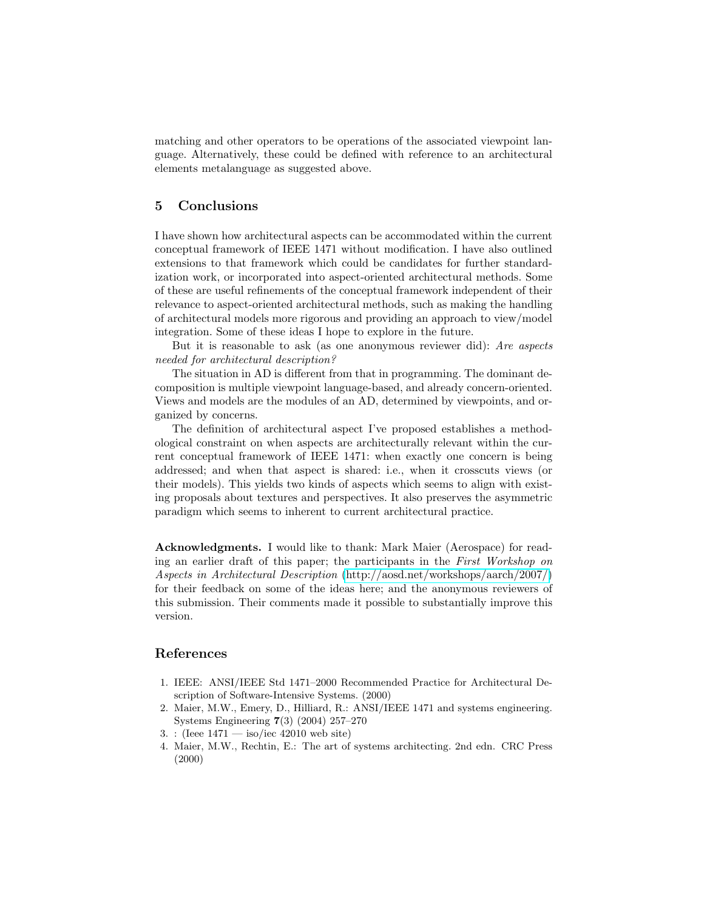matching and other operators to be operations of the associated viewpoint language. Alternatively, these could be defined with reference to an architectural elements metalanguage as suggested above.

## 5 Conclusions

I have shown how architectural aspects can be accommodated within the current conceptual framework of IEEE 1471 without modification. I have also outlined extensions to that framework which could be candidates for further standardization work, or incorporated into aspect-oriented architectural methods. Some of these are useful refinements of the conceptual framework independent of their relevance to aspect-oriented architectural methods, such as making the handling of architectural models more rigorous and providing an approach to view/model integration. Some of these ideas I hope to explore in the future.

But it is reasonable to ask (as one anonymous reviewer did): *Are aspects needed for architectural description?*

The situation in AD is different from that in programming. The dominant decomposition is multiple viewpoint language-based, and already concern-oriented. Views and models are the modules of an AD, determined by viewpoints, and organized by concerns.

The definition of architectural aspect I've proposed establishes a methodological constraint on when aspects are architecturally relevant within the current conceptual framework of IEEE 1471: when exactly one concern is being addressed; and when that aspect is shared: i.e., when it crosscuts views (or their models). This yields two kinds of aspects which seems to align with existing proposals about textures and perspectives. It also preserves the asymmetric paradigm which seems to inherent to current architectural practice.

**Acknowledgments.** I would like to thank: Mark Maier (Aerospace) for reading an earlier draft of this paper; the participants in the *First Workshop on Aspects in Architectural Description* (http://aosd.net/workshops/aarch/2007/) for their feedback on some of the ideas here; and the anonymous reviewers of this submission. Their comments made it possible to substantially improve this version.

## References

1. IEEE: ANSI/IEEE Std 1471–2000 Recommended Practice for Architectural Description of Software-Intensive Systems. (2000)
2. Maier, M.W., Emery, D., Hilliard, R.: ANSI/IEEE 1471 and systems engineering. Systems Engineering **7**(3) (2004) 257–270
3. : (Ieee 1471 — iso/iec 42010 web site)
4. Maier, M.W., Rechtin, E.: The art of systems architecting. 2nd edn. CRC Press (2000)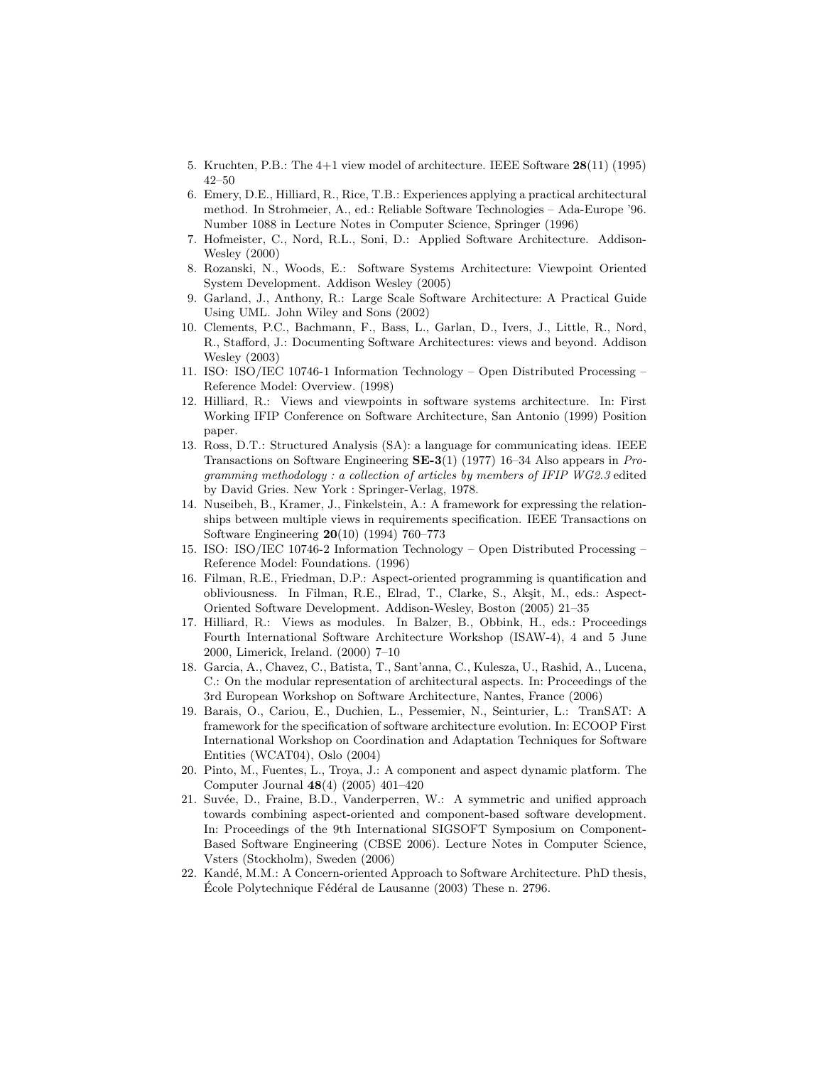5. Kruchten, P.B.: The 4+1 view model of architecture. IEEE Software **28**(11) (1995) 42–50
6. Emery, D.E., Hilliard, R., Rice, T.B.: Experiences applying a practical architectural method. In Strohmeier, A., ed.: Reliable Software Technologies – Ada-Europe '96. Number 1088 in Lecture Notes in Computer Science, Springer (1996)
7. Hofmeister, C., Nord, R.L., Soni, D.: Applied Software Architecture. Addison-Wesley (2000)
8. Rozanski, N., Woods, E.: Software Systems Architecture: Viewpoint Oriented System Development. Addison Wesley (2005)
9. Garland, J., Anthony, R.: Large Scale Software Architecture: A Practical Guide Using UML. John Wiley and Sons (2002)
10. Clements, P.C., Bachmann, F., Bass, L., Garlan, D., Ivers, J., Little, R., Nord, R., Stafford, J.: Documenting Software Architectures: views and beyond. Addison Wesley (2003)
11. ISO: ISO/IEC 10746-1 Information Technology – Open Distributed Processing – Reference Model: Overview. (1998)
12. Hilliard, R.: Views and viewpoints in software systems architecture. In: First Working IFIP Conference on Software Architecture, San Antonio (1999) Position paper.
13. Ross, D.T.: Structured Analysis (SA): a language for communicating ideas. IEEE Transactions on Software Engineering **SE-3**(1) (1977) 16–34 Also appears in *Programming methodology : a collection of articles by members of IFIP WG2.3* edited by David Gries. New York : Springer-Verlag, 1978.
14. Nuseibeh, B., Kramer, J., Finkelstein, A.: A framework for expressing the relationships between multiple views in requirements specification. IEEE Transactions on Software Engineering **20**(10) (1994) 760–773
15. ISO: ISO/IEC 10746-2 Information Technology – Open Distributed Processing – Reference Model: Foundations. (1996)
16. Filman, R.E., Friedman, D.P.: Aspect-oriented programming is quantification and obliviousness. In Filman, R.E., Elrad, T., Clarke, S., Akşit, M., eds.: Aspect-Oriented Software Development. Addison-Wesley, Boston (2005) 21–35
17. Hilliard, R.: Views as modules. In Balzer, B., Obbink, H., eds.: Proceedings Fourth International Software Architecture Workshop (ISAW-4), 4 and 5 June 2000, Limerick, Ireland. (2000) 7–10
18. Garcia, A., Chavez, C., Batista, T., Sant'anna, C., Kulesza, U., Rashid, A., Lucena, C.: On the modular representation of architectural aspects. In: Proceedings of the 3rd European Workshop on Software Architecture, Nantes, France (2006)
19. Barais, O., Cariou, E., Duchien, L., Pessemier, N., Seinturier, L.: TranSAT: A framework for the specification of software architecture evolution. In: ECOOP First International Workshop on Coordination and Adaptation Techniques for Software Entities (WCAT04), Oslo (2004)
20. Pinto, M., Fuentes, L., Troya, J.: A component and aspect dynamic platform. The Computer Journal **48**(4) (2005) 401–420
21. Suvée, D., Fraine, B.D., Vanderperren, W.: A symmetric and unified approach towards combining aspect-oriented and component-based software development. In: Proceedings of the 9th International SIGSOFT Symposium on Component-Based Software Engineering (CBSE 2006). Lecture Notes in Computer Science, Vsters (Stockholm), Sweden (2006)
22. Kandé, M.M.: A Concern-oriented Approach to Software Architecture. PhD thesis, École Polytechnique Fédéral de Lausanne (2003) These n. 2796.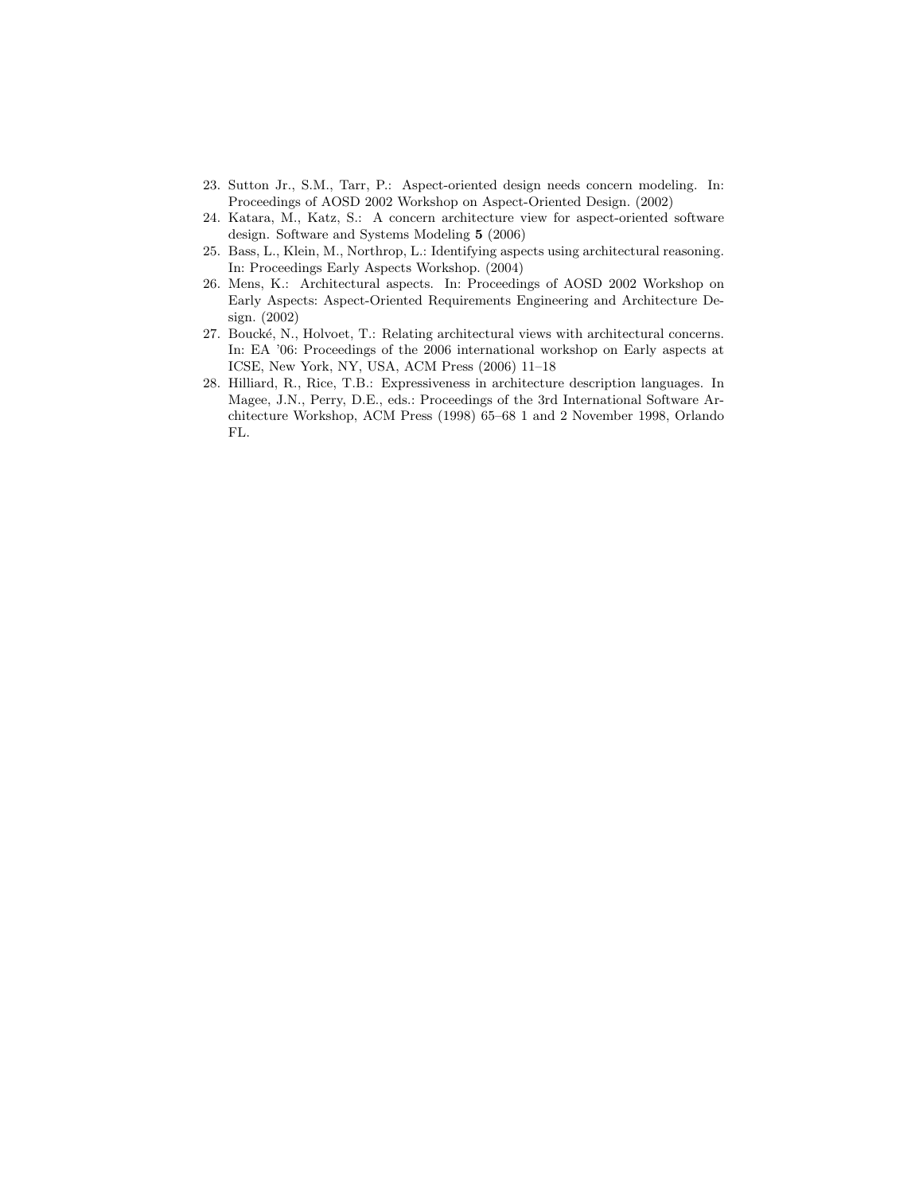23. Sutton Jr., S.M., Tarr, P.: Aspect-oriented design needs concern modeling. In: Proceedings of AOSD 2002 Workshop on Aspect-Oriented Design. (2002)
24. Katara, M., Katz, S.: A concern architecture view for aspect-oriented software design. Software and Systems Modeling **5** (2006)
25. Bass, L., Klein, M., Northrop, L.: Identifying aspects using architectural reasoning. In: Proceedings Early Aspects Workshop. (2004)
26. Mens, K.: Architectural aspects. In: Proceedings of AOSD 2002 Workshop on Early Aspects: Aspect-Oriented Requirements Engineering and Architecture Design. (2002)
27. Boucké, N., Holvoet, T.: Relating architectural views with architectural concerns. In: EA '06: Proceedings of the 2006 international workshop on Early aspects at ICSE, New York, NY, USA, ACM Press (2006) 11–18
28. Hilliard, R., Rice, T.B.: Expressiveness in architecture description languages. In Magee, J.N., Perry, D.E., eds.: Proceedings of the 3rd International Software Architecture Workshop, ACM Press (1998) 65–68 1 and 2 November 1998, Orlando FL.